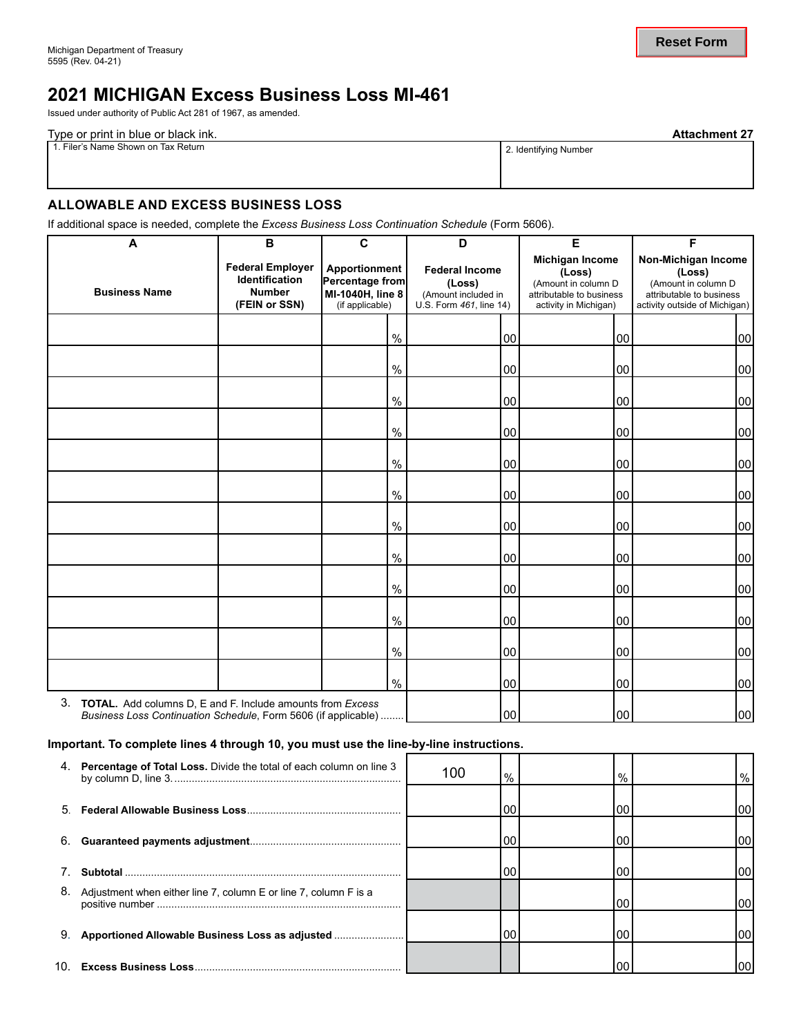Michigan Department of Treasury
5595 (Rev. 04-21)

# 2021 MICHIGAN Excess Business Loss MI-461

Issued under authority of Public Act 281 of 1967, as amended.

Type or print in blue or black ink. **Attachment 27**

| 1. Filer's Name Shown on Tax Return | 2. Identifying Number |
|---|---|
| | |

## ALLOWABLE AND EXCESS BUSINESS LOSS

If additional space is needed, complete the *Excess Business Loss Continuation Schedule* (Form 5606).

| A<br>Business Name | B<br>Federal Employer Identification Number (FEIN or SSN) | C<br>Apportionment Percentage from MI-1040H, line 8 (if applicable) | D<br>Federal Income (Loss) (Amount included in U.S. Form *461*, line 14) | E<br>Michigan Income (Loss) (Amount in column D attributable to business activity in Michigan) | F<br>Non-Michigan Income (Loss) (Amount in column D attributable to business activity outside of Michigan) |
|---|---|---|---|---|---|
| | | % | 00 | 00 | 00 |
| | | % | 00 | 00 | 00 |
| | | % | 00 | 00 | 00 |
| | | % | 00 | 00 | 00 |
| | | % | 00 | 00 | 00 |
| | | % | 00 | 00 | 00 |
| | | % | 00 | 00 | 00 |
| | | % | 00 | 00 | 00 |
| | | % | 00 | 00 | 00 |
| | | % | 00 | 00 | 00 |
| | | % | 00 | 00 | 00 |
| | | % | 00 | 00 | 00 |
| 3. **TOTAL.** Add columns D, E and F. Include amounts from *Excess Business Loss Continuation Schedule*, Form 5606 (if applicable) | | | 00 | 00 | 00 |

**Important. To complete lines 4 through 10, you must use the line-by-line instructions.**

| Line | D | E | F |
|---|---|---|---|
| 4. **Percentage of Total Loss.** Divide the total of each column on line 3 by column D, line 3. | 100 % | % | % |
| 5. **Federal Allowable Business Loss** | 00 | 00 | 00 |
| 6. **Guaranteed payments adjustment** | 00 | 00 | 00 |
| 7. **Subtotal** | 00 | 00 | 00 |
| 8. Adjustment when either line 7, column E or line 7, column F is a positive number | | 00 | 00 |
| 9. **Apportioned Allowable Business Loss as adjusted** | 00 | 00 | 00 |
| 10. **Excess Business Loss** | | 00 | 00 |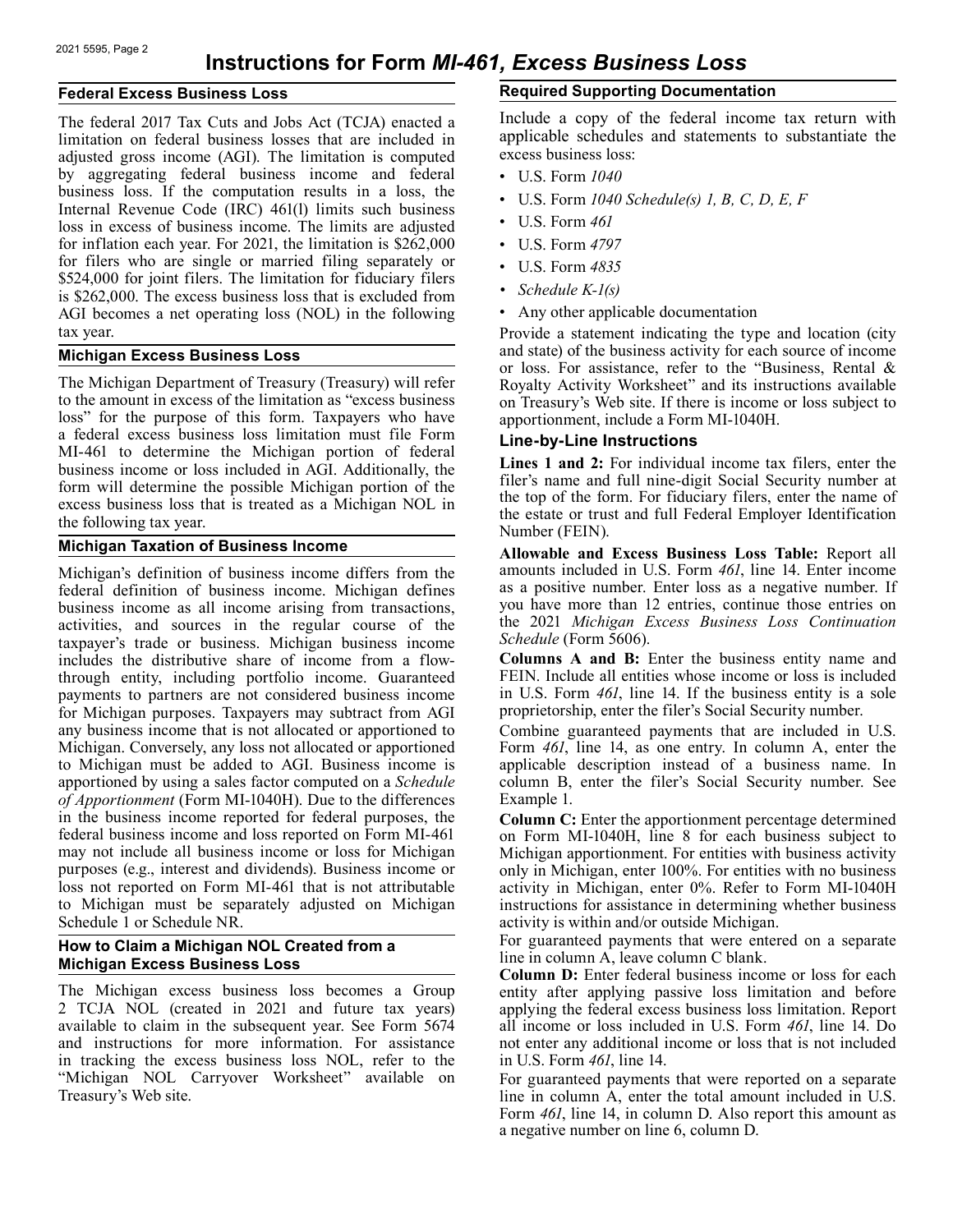# Instructions for Form *MI-461, Excess Business Loss*

## Federal Excess Business Loss

The federal 2017 Tax Cuts and Jobs Act (TCJA) enacted a limitation on federal business losses that are included in adjusted gross income (AGI). The limitation is computed by aggregating federal business income and federal business loss. If the computation results in a loss, the Internal Revenue Code (IRC) 461(l) limits such business loss in excess of business income. The limits are adjusted for inflation each year. For 2021, the limitation is $262,000 for filers who are single or married filing separately or $524,000 for joint filers. The limitation for fiduciary filers is $262,000. The excess business loss that is excluded from AGI becomes a net operating loss (NOL) in the following tax year.

## Michigan Excess Business Loss

The Michigan Department of Treasury (Treasury) will refer to the amount in excess of the limitation as "excess business loss" for the purpose of this form. Taxpayers who have a federal excess business loss limitation must file Form MI-461 to determine the Michigan portion of federal business income or loss included in AGI. Additionally, the form will determine the possible Michigan portion of the excess business loss that is treated as a Michigan NOL in the following tax year.

## Michigan Taxation of Business Income

Michigan's definition of business income differs from the federal definition of business income. Michigan defines business income as all income arising from transactions, activities, and sources in the regular course of the taxpayer's trade or business. Michigan business income includes the distributive share of income from a flow-through entity, including portfolio income. Guaranteed payments to partners are not considered business income for Michigan purposes. Taxpayers may subtract from AGI any business income that is not allocated or apportioned to Michigan. Conversely, any loss not allocated or apportioned to Michigan must be added to AGI. Business income is apportioned by using a sales factor computed on a *Schedule of Apportionment* (Form MI-1040H). Due to the differences in the business income reported for federal purposes, the federal business income and loss reported on Form MI-461 may not include all business income or loss for Michigan purposes (e.g., interest and dividends). Business income or loss not reported on Form MI-461 that is not attributable to Michigan must be separately adjusted on Michigan Schedule 1 or Schedule NR.

## How to Claim a Michigan NOL Created from a Michigan Excess Business Loss

The Michigan excess business loss becomes a Group 2 TCJA NOL (created in 2021 and future tax years) available to claim in the subsequent year. See Form 5674 and instructions for more information. For assistance in tracking the excess business loss NOL, refer to the "Michigan NOL Carryover Worksheet" available on Treasury's Web site.

## Required Supporting Documentation

Include a copy of the federal income tax return with applicable schedules and statements to substantiate the excess business loss:

- U.S. Form *1040*
- U.S. Form *1040 Schedule(s) 1, B, C, D, E, F*
- U.S. Form *461*
- U.S. Form *4797*
- U.S. Form *4835*
- *Schedule K-1(s)*
- Any other applicable documentation

Provide a statement indicating the type and location (city and state) of the business activity for each source of income or loss. For assistance, refer to the "Business, Rental & Royalty Activity Worksheet" and its instructions available on Treasury's Web site. If there is income or loss subject to apportionment, include a Form MI-1040H.

### Line-by-Line Instructions

**Lines 1 and 2:** For individual income tax filers, enter the filer's name and full nine-digit Social Security number at the top of the form. For fiduciary filers, enter the name of the estate or trust and full Federal Employer Identification Number (FEIN).

**Allowable and Excess Business Loss Table:** Report all amounts included in U.S. Form *461*, line 14. Enter income as a positive number. Enter loss as a negative number. If you have more than 12 entries, continue those entries on the 2021 *Michigan Excess Business Loss Continuation Schedule* (Form 5606).

**Columns A and B:** Enter the business entity name and FEIN. Include all entities whose income or loss is included in U.S. Form *461*, line 14. If the business entity is a sole proprietorship, enter the filer's Social Security number.

Combine guaranteed payments that are included in U.S. Form *461*, line 14, as one entry. In column A, enter the applicable description instead of a business name. In column B, enter the filer's Social Security number. See Example 1.

**Column C:** Enter the apportionment percentage determined on Form MI-1040H, line 8 for each business subject to Michigan apportionment. For entities with business activity only in Michigan, enter 100%. For entities with no business activity in Michigan, enter 0%. Refer to Form MI-1040H instructions for assistance in determining whether business activity is within and/or outside Michigan.

For guaranteed payments that were entered on a separate line in column A, leave column C blank.

**Column D:** Enter federal business income or loss for each entity after applying passive loss limitation and before applying the federal excess business loss limitation. Report all income or loss included in U.S. Form *461*, line 14. Do not enter any additional income or loss that is not included in U.S. Form *461*, line 14.

For guaranteed payments that were reported on a separate line in column A, enter the total amount included in U.S. Form *461*, line 14, in column D. Also report this amount as a negative number on line 6, column D.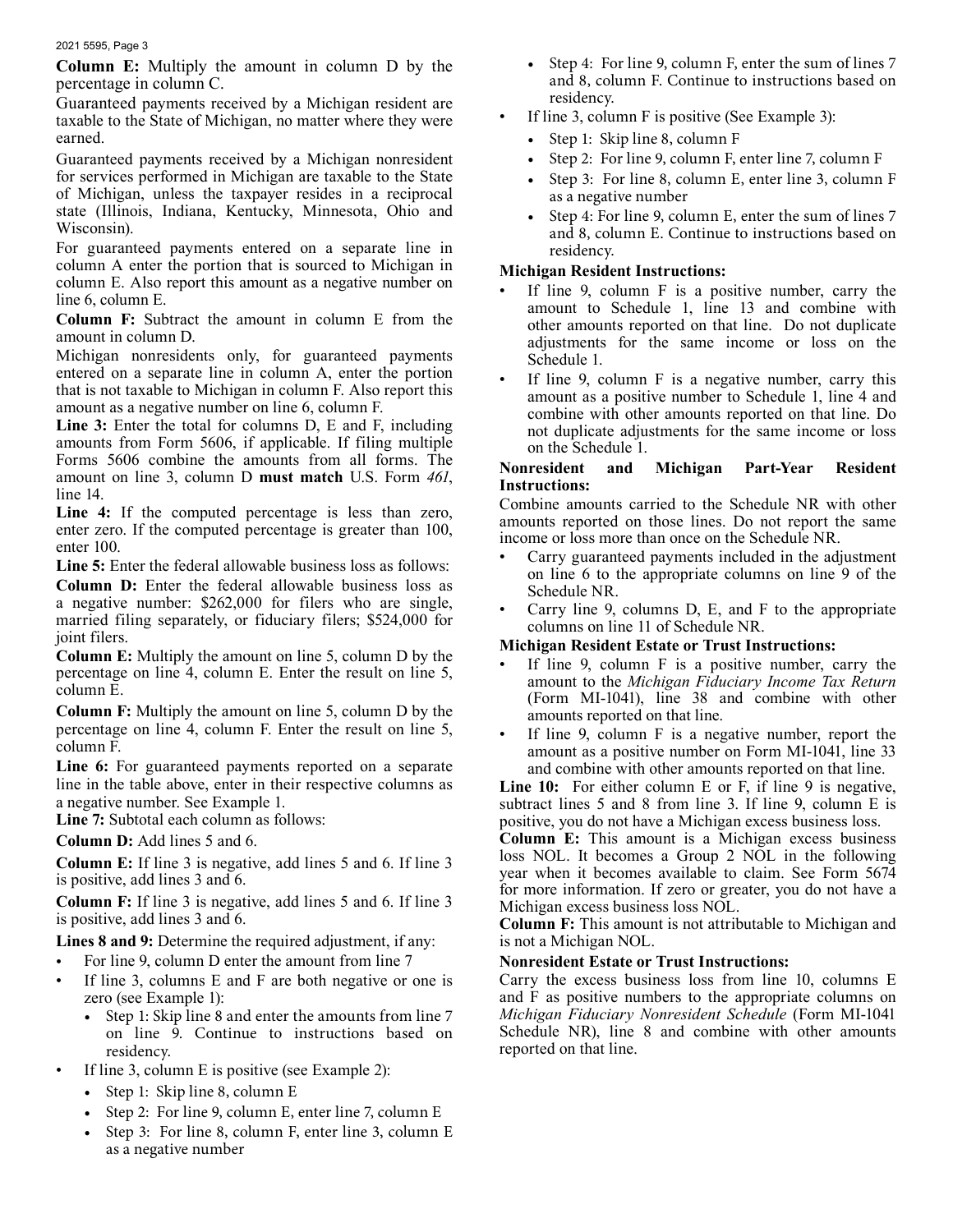**Column E:** Multiply the amount in column D by the percentage in column C.

Guaranteed payments received by a Michigan resident are taxable to the State of Michigan, no matter where they were earned.

Guaranteed payments received by a Michigan nonresident for services performed in Michigan are taxable to the State of Michigan, unless the taxpayer resides in a reciprocal state (Illinois, Indiana, Kentucky, Minnesota, Ohio and Wisconsin).

For guaranteed payments entered on a separate line in column A enter the portion that is sourced to Michigan in column E. Also report this amount as a negative number on line 6, column E.

**Column F:** Subtract the amount in column E from the amount in column D.

Michigan nonresidents only, for guaranteed payments entered on a separate line in column A, enter the portion that is not taxable to Michigan in column F. Also report this amount as a negative number on line 6, column F.

**Line 3:** Enter the total for columns D, E and F, including amounts from Form 5606, if applicable. If filing multiple Forms 5606 combine the amounts from all forms. The amount on line 3, column D **must match** U.S. Form *461*, line 14.

**Line 4:** If the computed percentage is less than zero, enter zero. If the computed percentage is greater than 100, enter 100.

**Line 5:** Enter the federal allowable business loss as follows:

**Column D:** Enter the federal allowable business loss as a negative number: $262,000 for filers who are single, married filing separately, or fiduciary filers; $524,000 for joint filers.

**Column E:** Multiply the amount on line 5, column D by the percentage on line 4, column E. Enter the result on line 5, column E.

**Column F:** Multiply the amount on line 5, column D by the percentage on line 4, column F. Enter the result on line 5, column F.

**Line 6:** For guaranteed payments reported on a separate line in the table above, enter in their respective columns as a negative number. See Example 1.

**Line 7:** Subtotal each column as follows:

**Column D:** Add lines 5 and 6.

**Column E:** If line 3 is negative, add lines 5 and 6. If line 3 is positive, add lines 3 and 6.

**Column F:** If line 3 is negative, add lines 5 and 6. If line 3 is positive, add lines 3 and 6.

**Lines 8 and 9:** Determine the required adjustment, if any:

- For line 9, column D enter the amount from line 7
- If line 3, columns E and F are both negative or one is zero (see Example 1):
  - Step 1: Skip line 8 and enter the amounts from line 7 on line 9. Continue to instructions based on residency.
- If line 3, column E is positive (see Example 2):
  - Step 1: Skip line 8, column E
  - Step 2: For line 9, column E, enter line 7, column E
  - Step 3: For line 8, column F, enter line 3, column E as a negative number
  - Step 4: For line 9, column F, enter the sum of lines 7 and 8, column F. Continue to instructions based on residency.
- If line 3, column F is positive (See Example 3):
  - Step 1: Skip line 8, column F
  - Step 2: For line 9, column F, enter line 7, column F
  - Step 3: For line 8, column E, enter line 3, column F as a negative number
  - Step 4: For line 9, column E, enter the sum of lines 7 and 8, column E. Continue to instructions based on residency.

**Michigan Resident Instructions:**

- If line 9, column F is a positive number, carry the amount to Schedule 1, line 13 and combine with other amounts reported on that line. Do not duplicate adjustments for the same income or loss on the Schedule 1.
- If line 9, column F is a negative number, carry this amount as a positive number to Schedule 1, line 4 and combine with other amounts reported on that line. Do not duplicate adjustments for the same income or loss on the Schedule 1.

**Nonresident and Michigan Part-Year Resident Instructions:**

Combine amounts carried to the Schedule NR with other amounts reported on those lines. Do not report the same income or loss more than once on the Schedule NR.

- Carry guaranteed payments included in the adjustment on line 6 to the appropriate columns on line 9 of the Schedule NR.
- Carry line 9, columns D, E, and F to the appropriate columns on line 11 of Schedule NR.

**Michigan Resident Estate or Trust Instructions:**

- If line 9, column F is a positive number, carry the amount to the *Michigan Fiduciary Income Tax Return* (Form MI-1041), line 38 and combine with other amounts reported on that line.
- If line 9, column F is a negative number, report the amount as a positive number on Form MI-1041, line 33 and combine with other amounts reported on that line.

**Line 10:** For either column E or F, if line 9 is negative, subtract lines 5 and 8 from line 3. If line 9, column E is positive, you do not have a Michigan excess business loss.

**Column E:** This amount is a Michigan excess business loss NOL. It becomes a Group 2 NOL in the following year when it becomes available to claim. See Form 5674 for more information. If zero or greater, you do not have a Michigan excess business loss NOL.

**Column F:** This amount is not attributable to Michigan and is not a Michigan NOL.

**Nonresident Estate or Trust Instructions:**

Carry the excess business loss from line 10, columns E and F as positive numbers to the appropriate columns on *Michigan Fiduciary Nonresident Schedule* (Form MI-1041 Schedule NR), line 8 and combine with other amounts reported on that line.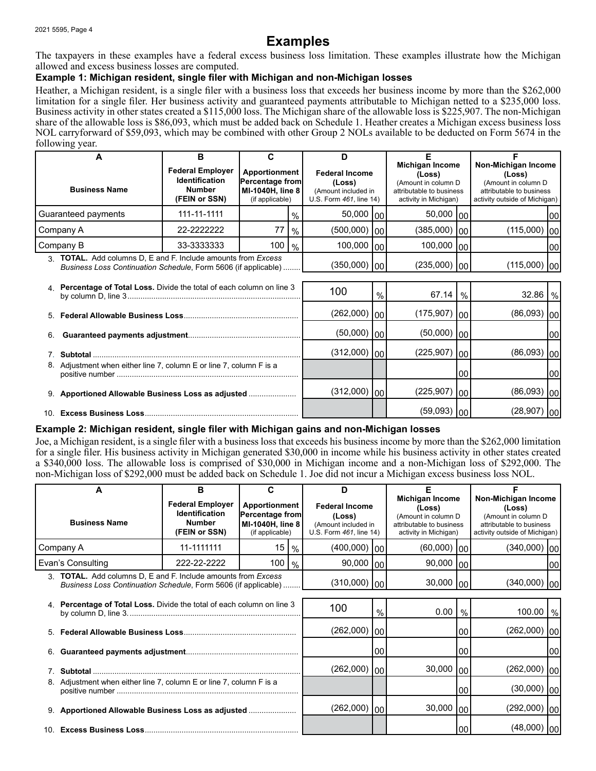# Examples

The taxpayers in these examples have a federal excess business loss limitation. These examples illustrate how the Michigan allowed and excess business losses are computed.

### Example 1: Michigan resident, single filer with Michigan and non-Michigan losses

Heather, a Michigan resident, is a single filer with a business loss that exceeds her business income by more than the $262,000 limitation for a single filer. Her business activity and guaranteed payments attributable to Michigan netted to a $235,000 loss. Business activity in other states created a $115,000 loss. The Michigan share of the allowable loss is $225,907. The non-Michigan share of the allowable loss is $86,093, which must be added back on Schedule 1. Heather creates a Michigan excess business loss NOL carryforward of $59,093, which may be combined with other Group 2 NOLs available to be deducted on Form 5674 in the following year.

| A<br>Business Name | B<br>Federal Employer Identification Number (FEIN or SSN) | C<br>Apportionment Percentage from MI-1040H, line 8 (if applicable) | D<br>Federal Income (Loss) (Amount included in U.S. Form *461*, line 14) | E<br>Michigan Income (Loss) (Amount in column D attributable to business activity in Michigan) | F<br>Non-Michigan Income (Loss) (Amount in column D attributable to business activity outside of Michigan) |
|---|---|---|---|---|---|
| Guaranteed payments | 111-11-1111 | % | 50,000 00 | 50,000 00 | 00 |
| Company A | 22-2222222 | 77 % | (500,000) 00 | (385,000) 00 | (115,000) 00 |
| Company B | 33-3333333 | 100 % | 100,000 00 | 100,000 00 | 00 |
| 3. **TOTAL.** Add columns D, E and F. Include amounts from *Excess Business Loss Continuation Schedule*, Form 5606 (if applicable) | | | (350,000) 00 | (235,000) 00 | (115,000) 00 |
| 4. **Percentage of Total Loss.** Divide the total of each column on line 3 by column D, line 3 | | | 100 % | 67.14 % | 32.86 % |
| 5. **Federal Allowable Business Loss** | | | (262,000) 00 | (175,907) 00 | (86,093) 00 |
| 6. **Guaranteed payments adjustment** | | | (50,000) 00 | (50,000) 00 | 00 |
| 7. **Subtotal** | | | (312,000) 00 | (225,907) 00 | (86,093) 00 |
| 8. Adjustment when either line 7, column E or line 7, column F is a positive number | | | | 00 | 00 |
| 9. **Apportioned Allowable Business Loss as adjusted** | | | (312,000) 00 | (225,907) 00 | (86,093) 00 |
| 10. **Excess Business Loss** | | | | (59,093) 00 | (28,907) 00 |

### Example 2: Michigan resident, single filer with Michigan gains and non-Michigan losses

Joe, a Michigan resident, is a single filer with a business loss that exceeds his business income by more than the $262,000 limitation for a single filer. His business activity in Michigan generated $30,000 in income while his business activity in other states created a $340,000 loss. The allowable loss is comprised of $30,000 in Michigan income and a non-Michigan loss of $292,000. The non-Michigan loss of $292,000 must be added back on Schedule 1. Joe did not incur a Michigan excess business loss NOL.

| A<br>Business Name | B<br>Federal Employer Identification Number (FEIN or SSN) | C<br>Apportionment Percentage from MI-1040H, line 8 (if applicable) | D<br>Federal Income (Loss) (Amount included in U.S. Form *461*, line 14) | E<br>Michigan Income (Loss) (Amount in column D attributable to business activity in Michigan) | F<br>Non-Michigan Income (Loss) (Amount in column D attributable to business activity outside of Michigan) |
|---|---|---|---|---|---|
| Company A | 11-1111111 | 15 % | (400,000) 00 | (60,000) 00 | (340,000) 00 |
| Evan's Consulting | 222-22-2222 | 100 % | 90,000 00 | 90,000 00 | 00 |
| 3. **TOTAL.** Add columns D, E and F. Include amounts from *Excess Business Loss Continuation Schedule*, Form 5606 (if applicable) | | | (310,000) 00 | 30,000 00 | (340,000) 00 |
| 4. **Percentage of Total Loss.** Divide the total of each column on line 3 by column D, line 3. | | | 100 % | 0.00 % | 100.00 % |
| 5. **Federal Allowable Business Loss** | | | (262,000) 00 | 00 | (262,000) 00 |
| 6. **Guaranteed payments adjustment** | | | 00 | 00 | 00 |
| 7. **Subtotal** | | | (262,000) 00 | 30,000 00 | (262,000) 00 |
| 8. Adjustment when either line 7, column E or line 7, column F is a positive number | | | | 00 | (30,000) 00 |
| 9. **Apportioned Allowable Business Loss as adjusted** | | | (262,000) 00 | 30,000 00 | (292,000) 00 |
| 10. **Excess Business Loss** | | | | 00 | (48,000) 00 |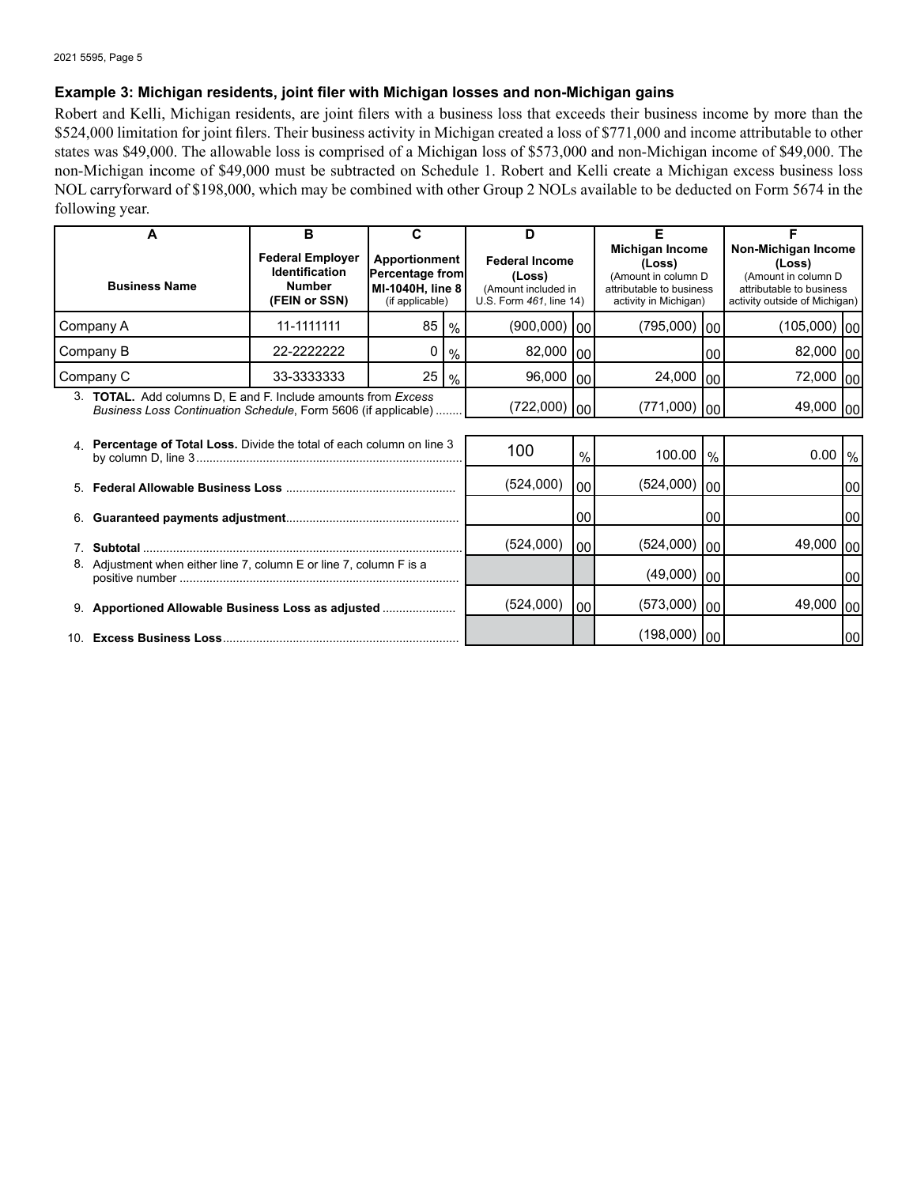### Example 3: Michigan residents, joint filer with Michigan losses and non-Michigan gains

Robert and Kelli, Michigan residents, are joint filers with a business loss that exceeds their business income by more than the $524,000 limitation for joint filers. Their business activity in Michigan created a loss of $771,000 and income attributable to other states was $49,000. The allowable loss is comprised of a Michigan loss of $573,000 and non-Michigan income of $49,000. The non-Michigan income of $49,000 must be subtracted on Schedule 1. Robert and Kelli create a Michigan excess business loss NOL carryforward of $198,000, which may be combined with other Group 2 NOLs available to be deducted on Form 5674 in the following year.

| A | B | C | D | E | F |
|---|---|---|---|---|---|
| **Business Name** | **Federal Employer Identification Number (FEIN or SSN)** | **Apportionment Percentage from MI-1040H, line 8** (if applicable) | **Federal Income (Loss)** (Amount included in U.S. Form *461*, line 14) | **Michigan Income (Loss)** (Amount in column D attributable to business activity in Michigan) | **Non-Michigan Income (Loss)** (Amount in column D attributable to business activity outside of Michigan) |
| Company A | 11-1111111 | 85 % | (900,000) 00 | (795,000) 00 | (105,000) 00 |
| Company B | 22-2222222 | 0 % | 82,000 00 | 00 | 82,000 00 |
| Company C | 33-3333333 | 25 % | 96,000 00 | 24,000 00 | 72,000 00 |
| 3. **TOTAL.** Add columns D, E and F. Include amounts from *Excess Business Loss Continuation Schedule*, Form 5606 (if applicable) | | | (722,000) 00 | (771,000) 00 | 49,000 00 |
| 4. **Percentage of Total Loss.** Divide the total of each column on line 3 by column D, line 3 | | | 100 % | 100.00 % | 0.00 % |
| 5. **Federal Allowable Business Loss** | | | (524,000) 00 | (524,000) 00 | 00 |
| 6. **Guaranteed payments adjustment** | | | 00 | 00 | 00 |
| 7. **Subtotal** | | | (524,000) 00 | (524,000) 00 | 49,000 00 |
| 8. Adjustment when either line 7, column E or line 7, column F is a positive number | | | | (49,000) 00 | 00 |
| 9. **Apportioned Allowable Business Loss as adjusted** | | | (524,000) 00 | (573,000) 00 | 49,000 00 |
| 10. **Excess Business Loss** | | | | (198,000) 00 | 00 |